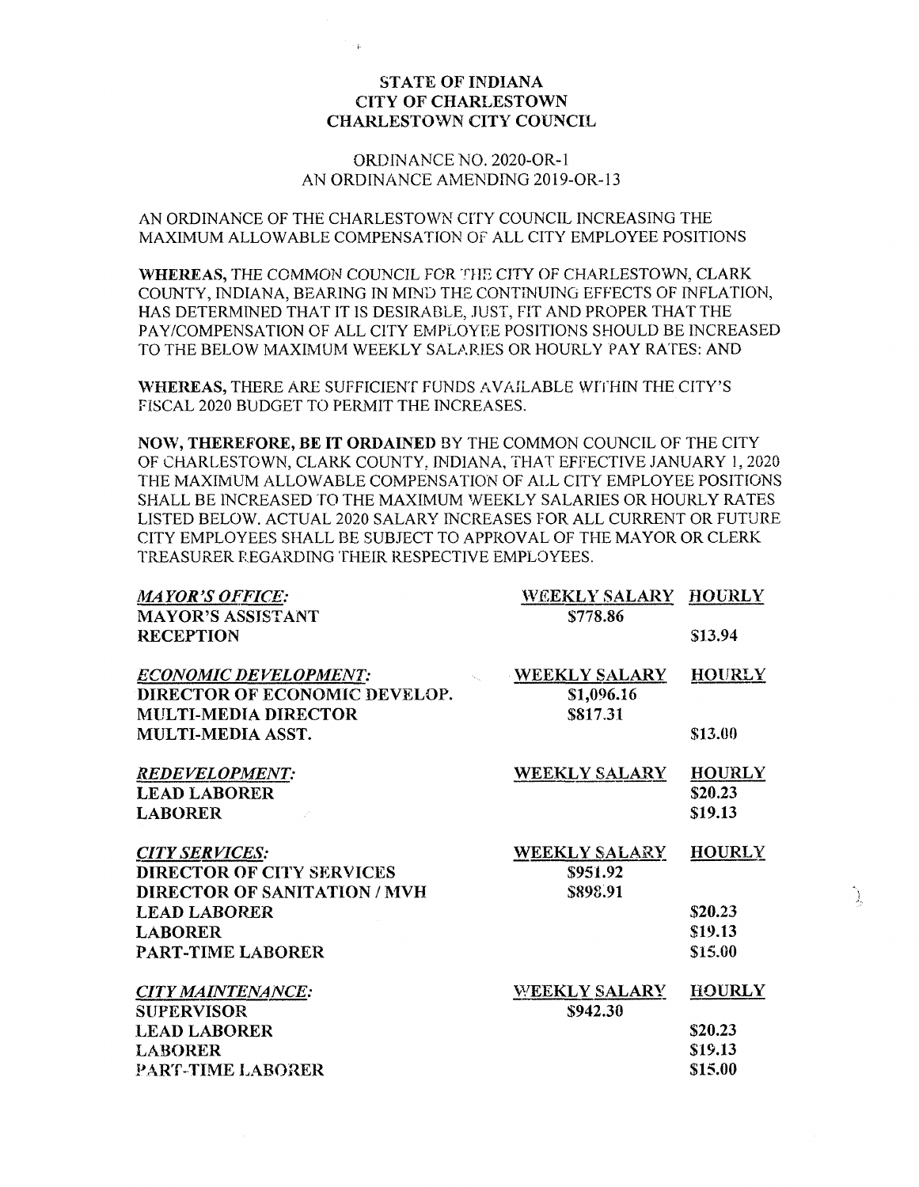**STATE OF INDIANA**
**CITY OF CHARLESTOWN**
**CHARLESTOWN CITY COUNCIL**

ORDINANCE NO. 2020-OR-1
AN ORDINANCE AMENDING 2019-OR-13

AN ORDINANCE OF THE CHARLESTOWN CITY COUNCIL INCREASING THE MAXIMUM ALLOWABLE COMPENSATION OF ALL CITY EMPLOYEE POSITIONS

**WHEREAS,** THE COMMON COUNCIL FOR THE CITY OF CHARLESTOWN, CLARK COUNTY, INDIANA, BEARING IN MIND THE CONTINUING EFFECTS OF INFLATION, HAS DETERMINED THAT IT IS DESIRABLE, JUST, FIT AND PROPER THAT THE PAY/COMPENSATION OF ALL CITY EMPLOYEE POSITIONS SHOULD BE INCREASED TO THE BELOW MAXIMUM WEEKLY SALARIES OR HOURLY PAY RATES: AND

**WHEREAS,** THERE ARE SUFFICIENT FUNDS AVAILABLE WITHIN THE CITY'S FISCAL 2020 BUDGET TO PERMIT THE INCREASES.

**NOW, THEREFORE, BE IT ORDAINED** BY THE COMMON COUNCIL OF THE CITY OF CHARLESTOWN, CLARK COUNTY, INDIANA, THAT EFFECTIVE JANUARY 1, 2020 THE MAXIMUM ALLOWABLE COMPENSATION OF ALL CITY EMPLOYEE POSITIONS SHALL BE INCREASED TO THE MAXIMUM WEEKLY SALARIES OR HOURLY RATES LISTED BELOW. ACTUAL 2020 SALARY INCREASES FOR ALL CURRENT OR FUTURE CITY EMPLOYEES SHALL BE SUBJECT TO APPROVAL OF THE MAYOR OR CLERK TREASURER REGARDING THEIR RESPECTIVE EMPLOYEES.

| *MAYOR'S OFFICE:* | WEEKLY SALARY | HOURLY |
|---|---|---|
| **MAYOR'S ASSISTANT** | $778.86 | |
| **RECEPTION** | | $13.94 |
| | | |
| ***ECONOMIC DEVELOPMENT:*** | **WEEKLY SALARY** | **HOURLY** |
| **DIRECTOR OF ECONOMIC DEVELOP.** | $1,096.16 | |
| **MULTI-MEDIA DIRECTOR** | $817.31 | |
| **MULTI-MEDIA ASST.** | | $13.00 |
| | | |
| ***REDEVELOPMENT:*** | **WEEKLY SALARY** | **HOURLY** |
| **LEAD LABORER** | | $20.23 |
| **LABORER** | | $19.13 |
| | | |
| ***CITY SERVICES:*** | **WEEKLY SALARY** | **HOURLY** |
| **DIRECTOR OF CITY SERVICES** | $951.92 | |
| **DIRECTOR OF SANITATION / MVH** | $898.91 | |
| **LEAD LABORER** | | $20.23 |
| **LABORER** | | $19.13 |
| **PART-TIME LABORER** | | $15.00 |
| | | |
| ***CITY MAINTENANCE:*** | **WEEKLY SALARY** | **HOURLY** |
| **SUPERVISOR** | $942.30 | |
| **LEAD LABORER** | | $20.23 |
| **LABORER** | | $19.13 |
| **PART-TIME LABORER** | | $15.00 |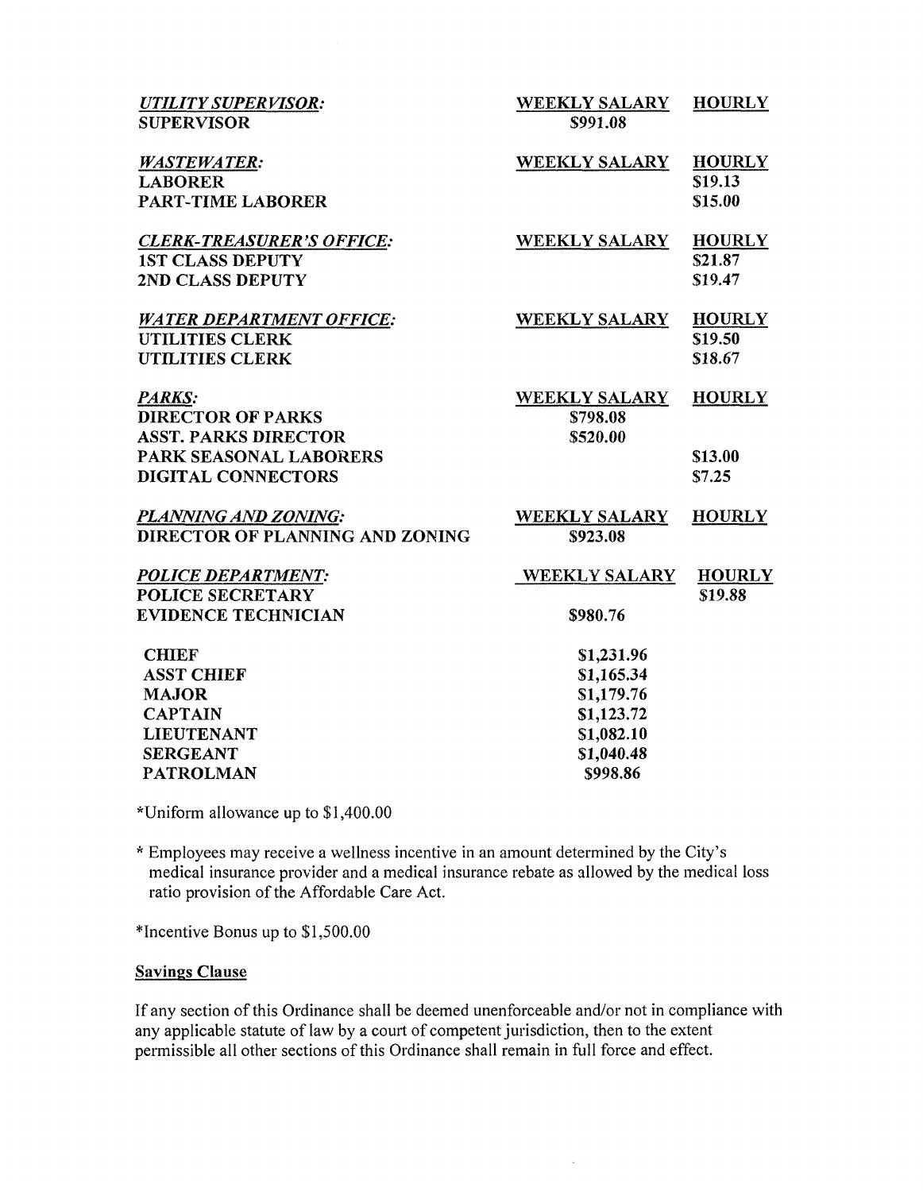| | WEEKLY SALARY | HOURLY |
|---|---|---|
| ***UTILITY SUPERVISOR:*** | | |
| **SUPERVISOR** | **$991.08** | |
| ***WASTEWATER:*** | **WEEKLY SALARY** | **HOURLY** |
| **LABORER** | | **$19.13** |
| **PART-TIME LABORER** | | **$15.00** |
| ***CLERK-TREASURER'S OFFICE:*** | **WEEKLY SALARY** | **HOURLY** |
| **1ST CLASS DEPUTY** | | **$21.87** |
| **2ND CLASS DEPUTY** | | **$19.47** |
| ***WATER DEPARTMENT OFFICE:*** | **WEEKLY SALARY** | **HOURLY** |
| **UTILITIES CLERK** | | **$19.50** |
| **UTILITIES CLERK** | | **$18.67** |
| ***PARKS:*** | **WEEKLY SALARY** | **HOURLY** |
| **DIRECTOR OF PARKS** | **$798.08** | |
| **ASST. PARKS DIRECTOR** | **$520.00** | |
| **PARK SEASONAL LABORERS** | | **$13.00** |
| **DIGITAL CONNECTORS** | | **$7.25** |
| ***PLANNING AND ZONING:*** | **WEEKLY SALARY** | **HOURLY** |
| **DIRECTOR OF PLANNING AND ZONING** | **$923.08** | |
| ***POLICE DEPARTMENT:*** | **WEEKLY SALARY** | **HOURLY** |
| **POLICE SECRETARY** | | **$19.88** |
| **EVIDENCE TECHNICIAN** | **$980.76** | |
| **CHIEF** | **$1,231.96** | |
| **ASST CHIEF** | **$1,165.34** | |
| **MAJOR** | **$1,179.76** | |
| **CAPTAIN** | **$1,123.72** | |
| **LIEUTENANT** | **$1,082.10** | |
| **SERGEANT** | **$1,040.48** | |
| **PATROLMAN** | **$998.86** | |

*Uniform allowance up to $1,400.00

* Employees may receive a wellness incentive in an amount determined by the City's medical insurance provider and a medical insurance rebate as allowed by the medical loss ratio provision of the Affordable Care Act.

*Incentive Bonus up to $1,500.00

**Savings Clause**

If any section of this Ordinance shall be deemed unenforceable and/or not in compliance with any applicable statute of law by a court of competent jurisdiction, then to the extent permissible all other sections of this Ordinance shall remain in full force and effect.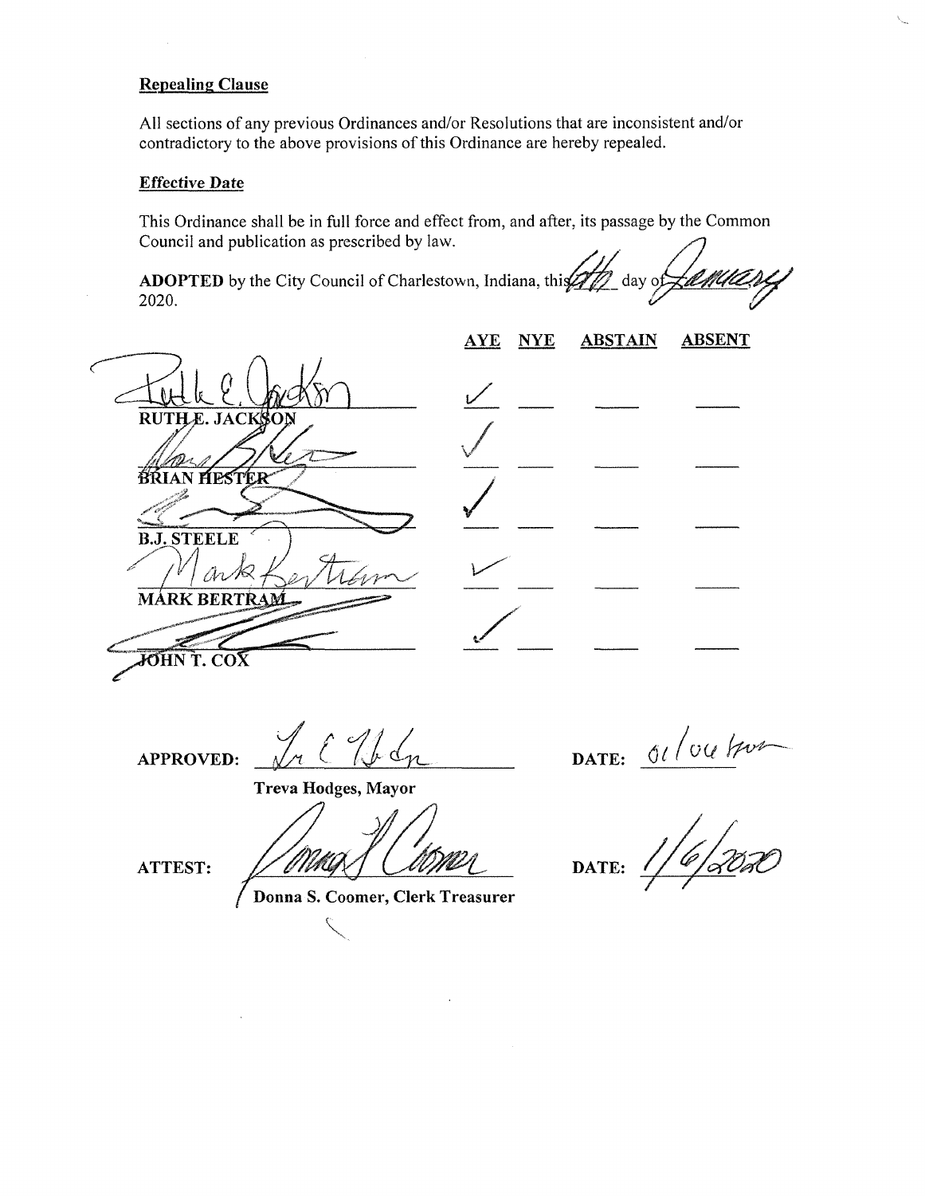**Repealing Clause**

All sections of any previous Ordinances and/or Resolutions that are inconsistent and/or contradictory to the above provisions of this Ordinance are hereby repealed.

**Effective Date**

This Ordinance shall be in full force and effect from, and after, its passage by the Common Council and publication as prescribed by law.

**ADOPTED** by the City Council of Charlestown, Indiana, this 6th day of January 2020.

| | AYE | NYE | ABSTAIN | ABSENT |
|---|---|---|---|---|
| RUTH E. JACKSON | ✓ | | | |
| BRIAN HESTER | ✓ | | | |
| B.J. STEELE | ✓ | | | |
| MARK BERTRAM | ✓ | | | |
| JOHN T. COX | ✓ | | | |

APPROVED: ______________________ DATE: 01/06/20
**Treva Hodges, Mayor**

ATTEST: ______________________ DATE: 1/6/2020
**Donna S. Coomer, Clerk Treasurer**